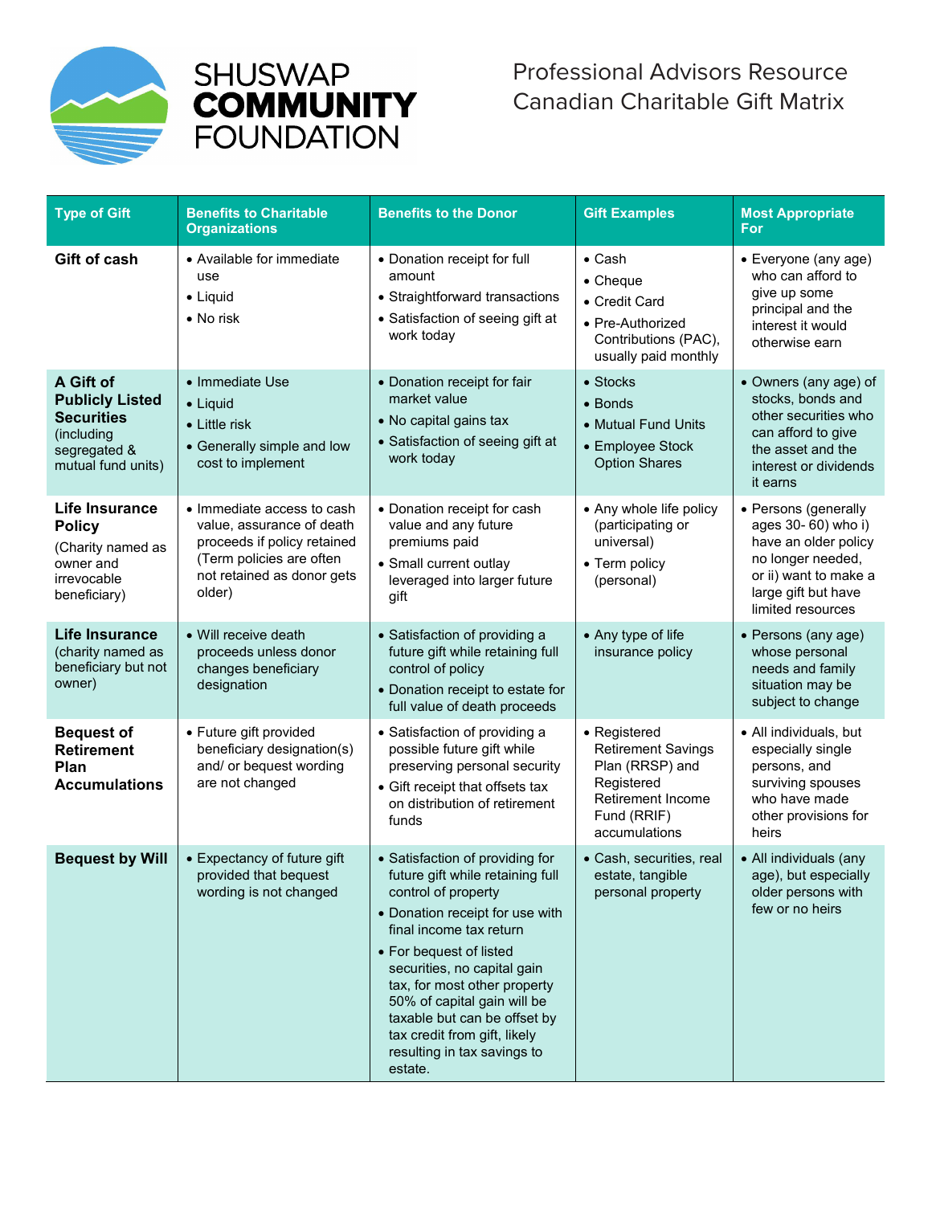# SHUSWAP COMMUNITY FOUNDATION

## Professional Advisors Resource
## Canadian Charitable Gift Matrix

| Type of Gift | Benefits to Charitable Organizations | Benefits to the Donor | Gift Examples | Most Appropriate For |
|---|---|---|---|---|
| **Gift of cash** | • Available for immediate use<br>• Liquid<br>• No risk | • Donation receipt for full amount<br>• Straightforward transactions<br>• Satisfaction of seeing gift at work today | • Cash<br>• Cheque<br>• Credit Card<br>• Pre-Authorized Contributions (PAC), usually paid monthly | • Everyone (any age) who can afford to give up some principal and the interest it would otherwise earn |
| **A Gift of Publicly Listed Securities** (including segregated & mutual fund units) | • Immediate Use<br>• Liquid<br>• Little risk<br>• Generally simple and low cost to implement | • Donation receipt for fair market value<br>• No capital gains tax<br>• Satisfaction of seeing gift at work today | • Stocks<br>• Bonds<br>• Mutual Fund Units<br>• Employee Stock Option Shares | • Owners (any age) of stocks, bonds and other securities who can afford to give the asset and the interest or dividends it earns |
| **Life Insurance Policy** (Charity named as owner and irrevocable beneficiary) | • Immediate access to cash value, assurance of death proceeds if policy retained (Term policies are often not retained as donor gets older) | • Donation receipt for cash value and any future premiums paid<br>• Small current outlay leveraged into larger future gift | • Any whole life policy (participating or universal)<br>• Term policy (personal) | • Persons (generally ages 30- 60) who i) have an older policy no longer needed, or ii) want to make a large gift but have limited resources |
| **Life Insurance** (charity named as beneficiary but not owner) | • Will receive death proceeds unless donor changes beneficiary designation | • Satisfaction of providing a future gift while retaining full control of policy<br>• Donation receipt to estate for full value of death proceeds | • Any type of life insurance policy | • Persons (any age) whose personal needs and family situation may be subject to change |
| **Bequest of Retirement Plan Accumulations** | • Future gift provided beneficiary designation(s) and/ or bequest wording are not changed | • Satisfaction of providing a possible future gift while preserving personal security<br>• Gift receipt that offsets tax on distribution of retirement funds | • Registered Retirement Savings Plan (RRSP) and Registered Retirement Income Fund (RRIF) accumulations | • All individuals, but especially single persons, and surviving spouses who have made other provisions for heirs |
| **Bequest by Will** | • Expectancy of future gift provided that bequest wording is not changed | • Satisfaction of providing for future gift while retaining full control of property<br>• Donation receipt for use with final income tax return<br>• For bequest of listed securities, no capital gain tax, for most other property 50% of capital gain will be taxable but can be offset by tax credit from gift, likely resulting in tax savings to estate. | • Cash, securities, real estate, tangible personal property | • All individuals (any age), but especially older persons with few or no heirs |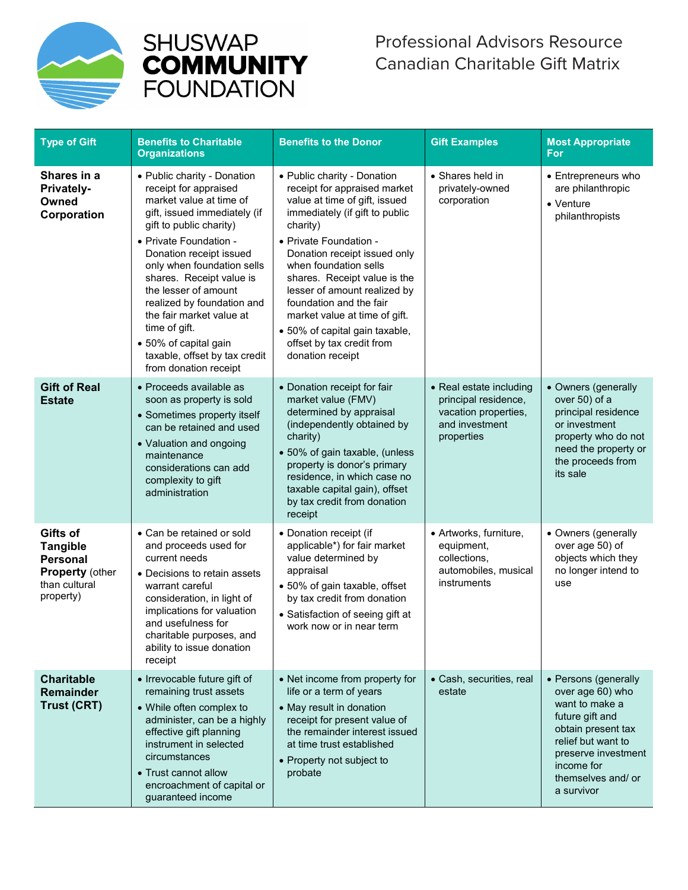SHUSWAP COMMUNITY FOUNDATION

Professional Advisors Resource
Canadian Charitable Gift Matrix

| Type of Gift | Benefits to Charitable Organizations | Benefits to the Donor | Gift Examples | Most Appropriate For |
|---|---|---|---|---|
| **Shares in a Privately-Owned Corporation** | • Public charity - Donation receipt for appraised market value at time of gift, issued immediately (if gift to public charity)<br>• Private Foundation - Donation receipt issued only when foundation sells shares. Receipt value is the lesser of amount realized by foundation and the fair market value at time of gift.<br>• 50% of capital gain taxable, offset by tax credit from donation receipt | • Public charity - Donation receipt for appraised market value at time of gift, issued immediately (if gift to public charity)<br>• Private Foundation - Donation receipt issued only when foundation sells shares. Receipt value is the lesser of amount realized by foundation and the fair market value at time of gift.<br>• 50% of capital gain taxable, offset by tax credit from donation receipt | • Shares held in privately-owned corporation | • Entrepreneurs who are philanthropic<br>• Venture philanthropists |
| **Gift of Real Estate** | • Proceeds available as soon as property is sold<br>• Sometimes property itself can be retained and used<br>• Valuation and ongoing maintenance considerations can add complexity to gift administration | • Donation receipt for fair market value (FMV) determined by appraisal (independently obtained by charity)<br>• 50% of gain taxable, (unless property is donor's primary residence, in which case no taxable capital gain), offset by tax credit from donation receipt | • Real estate including principal residence, vacation properties, and investment properties | • Owners (generally over 50) of a principal residence or investment property who do not need the property or the proceeds from its sale |
| **Gifts of Tangible Personal Property** (other than cultural property) | • Can be retained or sold and proceeds used for current needs<br>• Decisions to retain assets warrant careful consideration, in light of implications for valuation and usefulness for charitable purposes, and ability to issue donation receipt | • Donation receipt (if applicable*) for fair market value determined by appraisal<br>• 50% of gain taxable, offset by tax credit from donation<br>• Satisfaction of seeing gift at work now or in near term | • Artworks, furniture, equipment, collections, automobiles, musical instruments | • Owners (generally over age 50) of objects which they no longer intend to use |
| **Charitable Remainder Trust (CRT)** | • Irrevocable future gift of remaining trust assets<br>• While often complex to administer, can be a highly effective gift planning instrument in selected circumstances<br>• Trust cannot allow encroachment of capital or guaranteed income | • Net income from property for life or a term of years<br>• May result in donation receipt for present value of the remainder interest issued at time trust established<br>• Property not subject to probate | • Cash, securities, real estate | • Persons (generally over age 60) who want to make a future gift and obtain present tax relief but want to preserve investment income for themselves and/ or a survivor |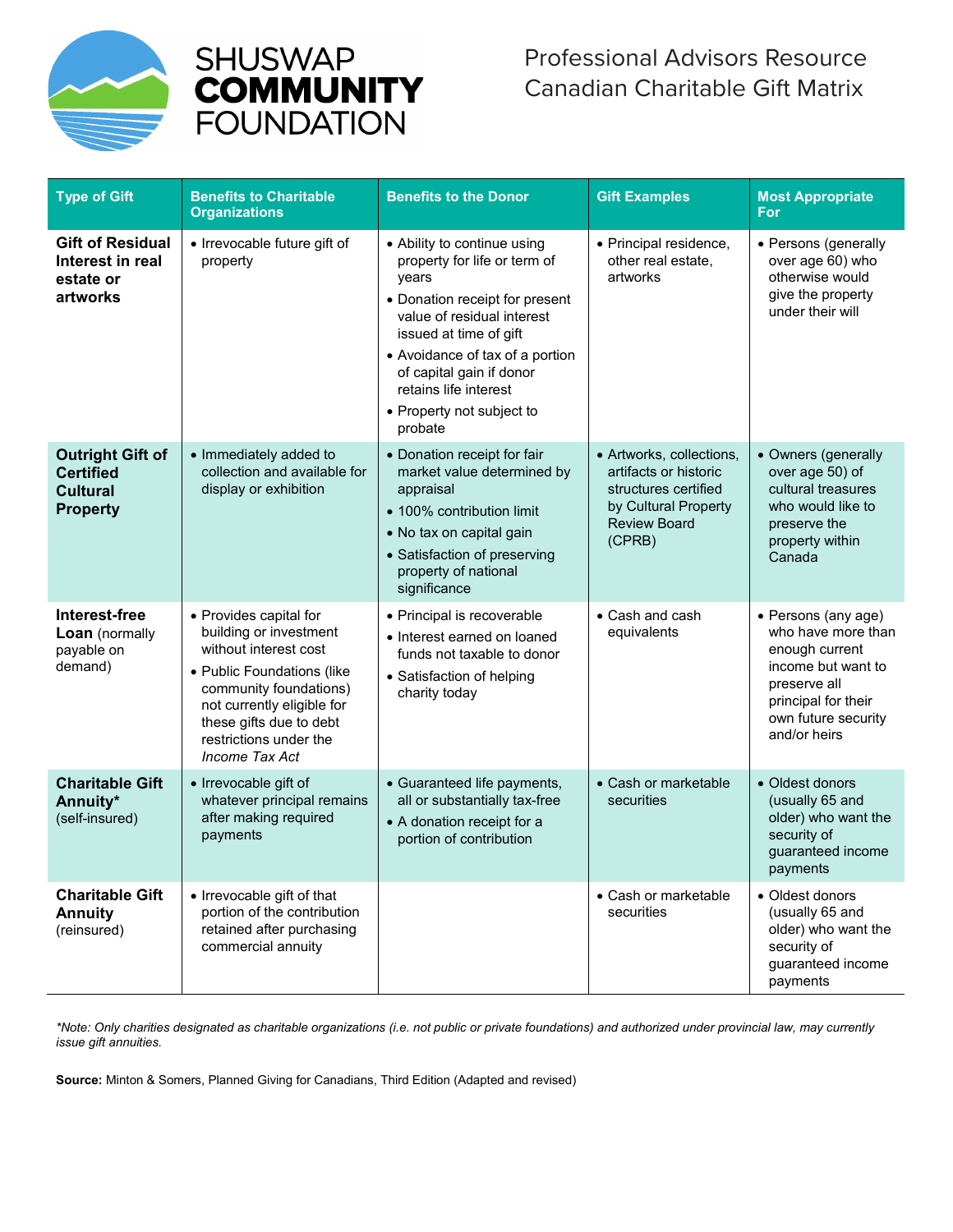SHUSWAP COMMUNITY FOUNDATION

Professional Advisors Resource
Canadian Charitable Gift Matrix

| Type of Gift | Benefits to Charitable Organizations | Benefits to the Donor | Gift Examples | Most Appropriate For |
|---|---|---|---|---|
| **Gift of Residual Interest in real estate or artworks** | • Irrevocable future gift of property | • Ability to continue using property for life or term of years<br>• Donation receipt for present value of residual interest issued at time of gift<br>• Avoidance of tax of a portion of capital gain if donor retains life interest<br>• Property not subject to probate | • Principal residence, other real estate, artworks | • Persons (generally over age 60) who otherwise would give the property under their will |
| **Outright Gift of Certified Cultural Property** | • Immediately added to collection and available for display or exhibition | • Donation receipt for fair market value determined by appraisal<br>• 100% contribution limit<br>• No tax on capital gain<br>• Satisfaction of preserving property of national significance | • Artworks, collections, artifacts or historic structures certified by Cultural Property Review Board (CPRB) | • Owners (generally over age 50) of cultural treasures who would like to preserve the property within Canada |
| **Interest-free Loan** (normally payable on demand) | • Provides capital for building or investment without interest cost<br>• Public Foundations (like community foundations) not currently eligible for these gifts due to debt restrictions under the *Income Tax Act* | • Principal is recoverable<br>• Interest earned on loaned funds not taxable to donor<br>• Satisfaction of helping charity today | • Cash and cash equivalents | • Persons (any age) who have more than enough current income but want to preserve all principal for their own future security and/or heirs |
| **Charitable Gift Annuity*** (self-insured) | • Irrevocable gift of whatever principal remains after making required payments | • Guaranteed life payments, all or substantially tax-free<br>• A donation receipt for a portion of contribution | • Cash or marketable securities | • Oldest donors (usually 65 and older) who want the security of guaranteed income payments |
| **Charitable Gift Annuity** (reinsured) | • Irrevocable gift of that portion of the contribution retained after purchasing commercial annuity | | • Cash or marketable securities | • Oldest donors (usually 65 and older) who want the security of guaranteed income payments |

*\*Note: Only charities designated as charitable organizations (i.e. not public or private foundations) and authorized under provincial law, may currently issue gift annuities.*

**Source:** Minton & Somers, Planned Giving for Canadians, Third Edition (Adapted and revised)